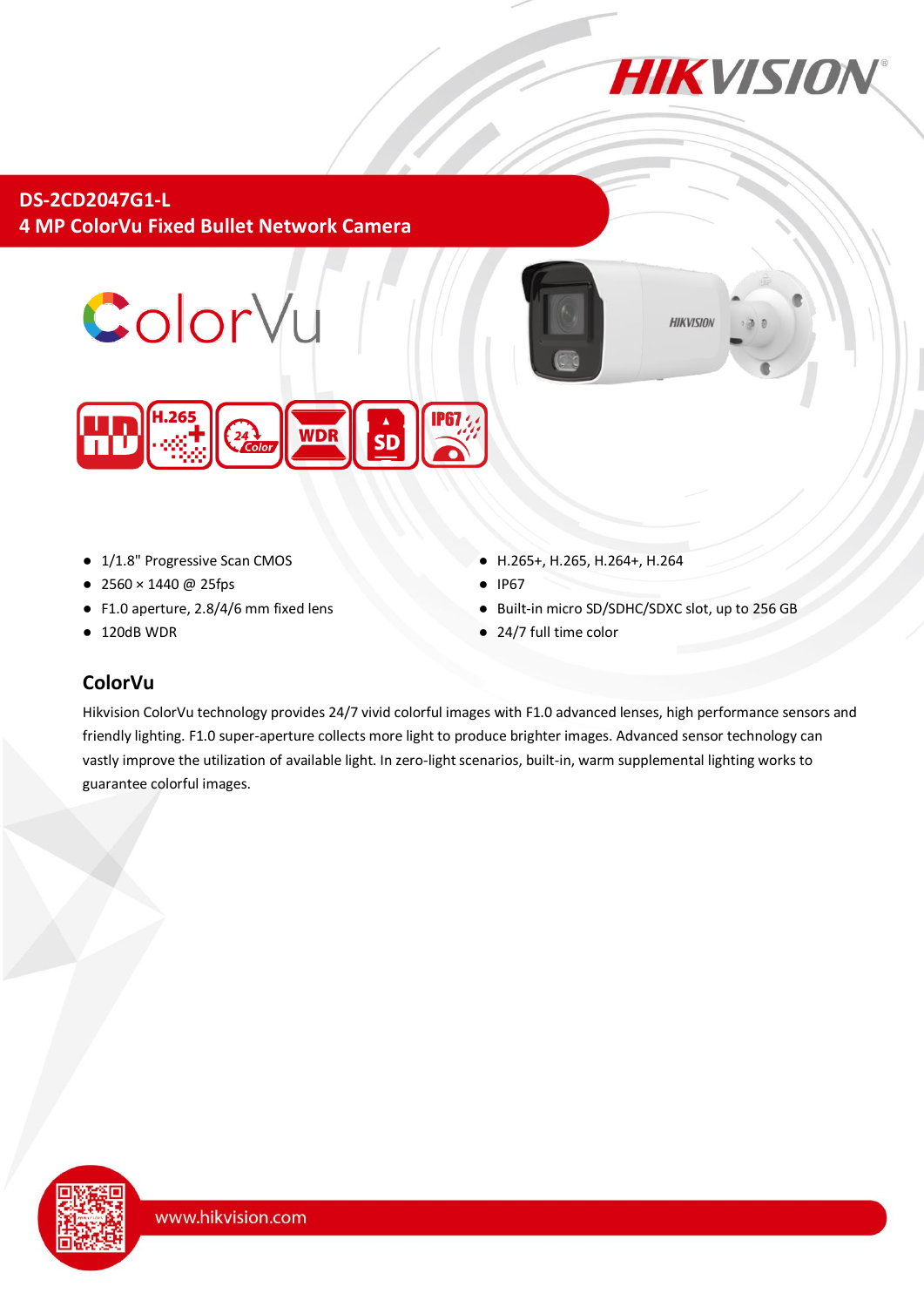# DS-2CD2047G1-L
## 4 MP ColorVu Fixed Bullet Network Camera

- 1/1.8" Progressive Scan CMOS
- 2560 × 1440 @ 25fps
- F1.0 aperture, 2.8/4/6 mm fixed lens
- 120dB WDR
- H.265+, H.265, H.264+, H.264
- IP67
- Built-in micro SD/SDHC/SDXC slot, up to 256 GB
- 24/7 full time color

### ColorVu

Hikvision ColorVu technology provides 24/7 vivid colorful images with F1.0 advanced lenses, high performance sensors and friendly lighting. F1.0 super-aperture collects more light to produce brighter images. Advanced sensor technology can vastly improve the utilization of available light. In zero-light scenarios, built-in, warm supplemental lighting works to guarantee colorful images.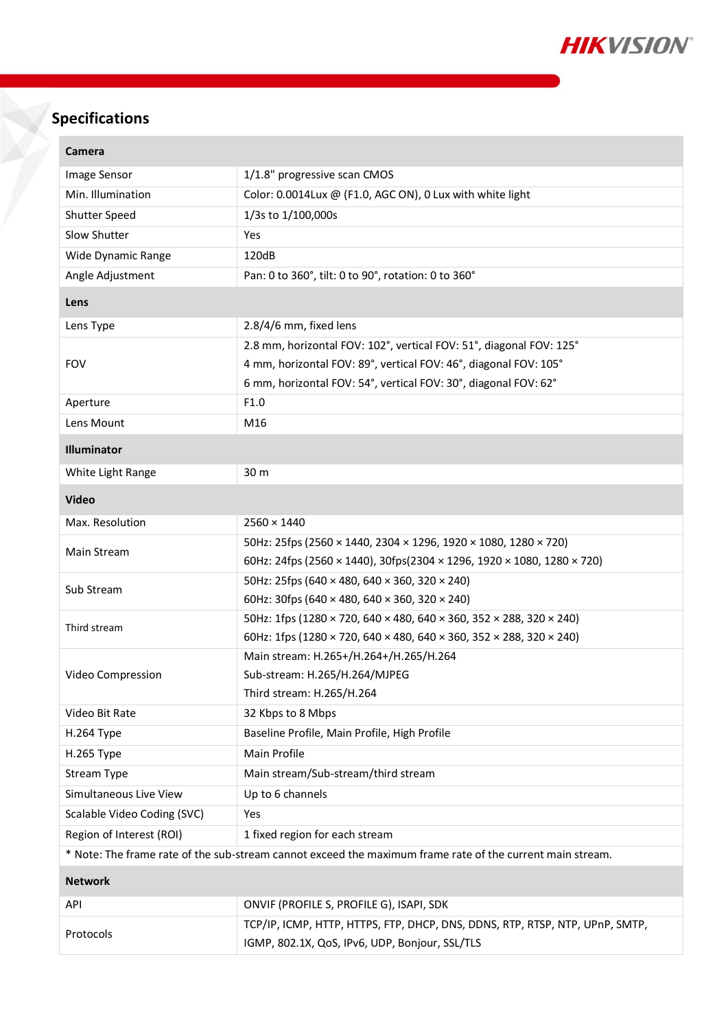## Specifications

| **Camera** | |
|---|---|
| Image Sensor | 1/1.8" progressive scan CMOS |
| Min. Illumination | Color: 0.0014Lux @ (F1.0, AGC ON), 0 Lux with white light |
| Shutter Speed | 1/3s to 1/100,000s |
| Slow Shutter | Yes |
| Wide Dynamic Range | 120dB |
| Angle Adjustment | Pan: 0 to 360°, tilt: 0 to 90°, rotation: 0 to 360° |
| **Lens** | |
| Lens Type | 2.8/4/6 mm, fixed lens |
| FOV | 2.8 mm, horizontal FOV: 102°, vertical FOV: 51°, diagonal FOV: 125°<br>4 mm, horizontal FOV: 89°, vertical FOV: 46°, diagonal FOV: 105°<br>6 mm, horizontal FOV: 54°, vertical FOV: 30°, diagonal FOV: 62° |
| Aperture | F1.0 |
| Lens Mount | M16 |
| **Illuminator** | |
| White Light Range | 30 m |
| **Video** | |
| Max. Resolution | 2560 × 1440 |
| Main Stream | 50Hz: 25fps (2560 × 1440, 2304 × 1296, 1920 × 1080, 1280 × 720)<br>60Hz: 24fps (2560 × 1440), 30fps(2304 × 1296, 1920 × 1080, 1280 × 720) |
| Sub Stream | 50Hz: 25fps (640 × 480, 640 × 360, 320 × 240)<br>60Hz: 30fps (640 × 480, 640 × 360, 320 × 240) |
| Third stream | 50Hz: 1fps (1280 × 720, 640 × 480, 640 × 360, 352 × 288, 320 × 240)<br>60Hz: 1fps (1280 × 720, 640 × 480, 640 × 360, 352 × 288, 320 × 240) |
| Video Compression | Main stream: H.265+/H.264+/H.265/H.264<br>Sub-stream: H.265/H.264/MJPEG<br>Third stream: H.265/H.264 |
| Video Bit Rate | 32 Kbps to 8 Mbps |
| H.264 Type | Baseline Profile, Main Profile, High Profile |
| H.265 Type | Main Profile |
| Stream Type | Main stream/Sub-stream/third stream |
| Simultaneous Live View | Up to 6 channels |
| Scalable Video Coding (SVC) | Yes |
| Region of Interest (ROI) | 1 fixed region for each stream |
| * Note: The frame rate of the sub-stream cannot exceed the maximum frame rate of the current main stream. | |
| **Network** | |
| API | ONVIF (PROFILE S, PROFILE G), ISAPI, SDK |
| Protocols | TCP/IP, ICMP, HTTP, HTTPS, FTP, DHCP, DNS, DDNS, RTP, RTSP, NTP, UPnP, SMTP, IGMP, 802.1X, QoS, IPv6, UDP, Bonjour, SSL/TLS |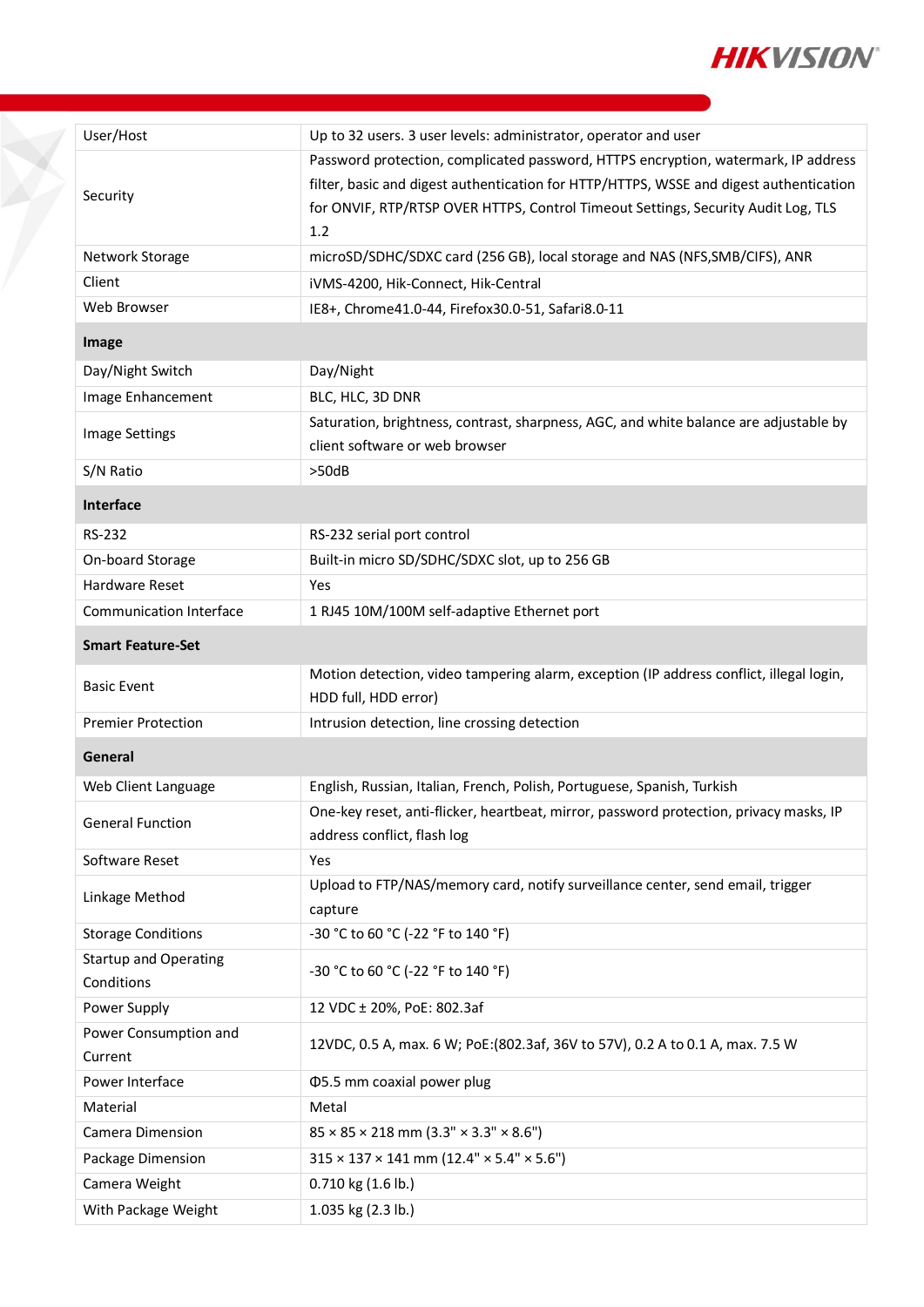| | |
|---|---|
| User/Host | Up to 32 users. 3 user levels: administrator, operator and user |
| Security | Password protection, complicated password, HTTPS encryption, watermark, IP address filter, basic and digest authentication for HTTP/HTTPS, WSSE and digest authentication for ONVIF, RTP/RTSP OVER HTTPS, Control Timeout Settings, Security Audit Log, TLS 1.2 |
| Network Storage | microSD/SDHC/SDXC card (256 GB), local storage and NAS (NFS,SMB/CIFS), ANR |
| Client | iVMS-4200, Hik-Connect, Hik-Central |
| Web Browser | IE8+, Chrome41.0-44, Firefox30.0-51, Safari8.0-11 |
| **Image** | |
| Day/Night Switch | Day/Night |
| Image Enhancement | BLC, HLC, 3D DNR |
| Image Settings | Saturation, brightness, contrast, sharpness, AGC, and white balance are adjustable by client software or web browser |
| S/N Ratio | >50dB |
| **Interface** | |
| RS-232 | RS-232 serial port control |
| On-board Storage | Built-in micro SD/SDHC/SDXC slot, up to 256 GB |
| Hardware Reset | Yes |
| Communication Interface | 1 RJ45 10M/100M self-adaptive Ethernet port |
| **Smart Feature-Set** | |
| Basic Event | Motion detection, video tampering alarm, exception (IP address conflict, illegal login, HDD full, HDD error) |
| Premier Protection | Intrusion detection, line crossing detection |
| **General** | |
| Web Client Language | English, Russian, Italian, French, Polish, Portuguese, Spanish, Turkish |
| General Function | One-key reset, anti-flicker, heartbeat, mirror, password protection, privacy masks, IP address conflict, flash log |
| Software Reset | Yes |
| Linkage Method | Upload to FTP/NAS/memory card, notify surveillance center, send email, trigger capture |
| Storage Conditions | -30 °C to 60 °C (-22 °F to 140 °F) |
| Startup and Operating Conditions | -30 °C to 60 °C (-22 °F to 140 °F) |
| Power Supply | 12 VDC ± 20%, PoE: 802.3af |
| Power Consumption and Current | 12VDC, 0.5 A, max. 6 W; PoE:(802.3af, 36V to 57V), 0.2 A to 0.1 A, max. 7.5 W |
| Power Interface | Φ5.5 mm coaxial power plug |
| Material | Metal |
| Camera Dimension | 85 × 85 × 218 mm (3.3" × 3.3" × 8.6") |
| Package Dimension | 315 × 137 × 141 mm (12.4" × 5.4" × 5.6") |
| Camera Weight | 0.710 kg (1.6 lb.) |
| With Package Weight | 1.035 kg (2.3 lb.) |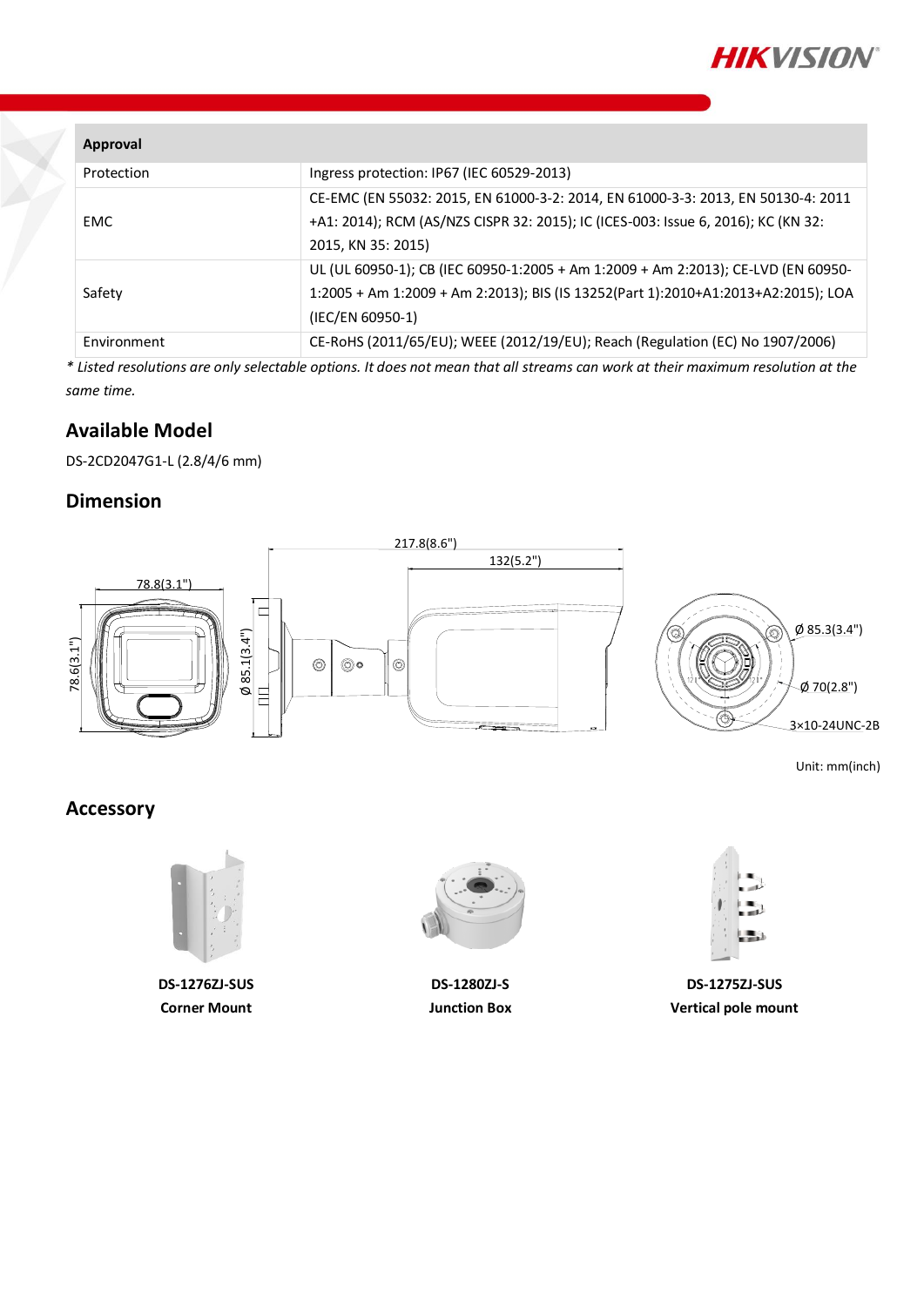| Approval | |
|---|---|
| Protection | Ingress protection: IP67 (IEC 60529-2013) |
| EMC | CE-EMC (EN 55032: 2015, EN 61000-3-2: 2014, EN 61000-3-3: 2013, EN 50130-4: 2011 +A1: 2014); RCM (AS/NZS CISPR 32: 2015); IC (ICES-003: Issue 6, 2016); KC (KN 32: 2015, KN 35: 2015) |
| Safety | UL (UL 60950-1); CB (IEC 60950-1:2005 + Am 1:2009 + Am 2:2013); CE-LVD (EN 60950-1:2005 + Am 1:2009 + Am 2:2013); BIS (IS 13252(Part 1):2010+A1:2013+A2:2015); LOA (IEC/EN 60950-1) |
| Environment | CE-RoHS (2011/65/EU); WEEE (2012/19/EU); Reach (Regulation (EC) No 1907/2006) |

*\* Listed resolutions are only selectable options. It does not mean that all streams can work at their maximum resolution at the same time.*

## Available Model

DS-2CD2047G1-L (2.8/4/6 mm)

## Dimension

217.8(8.6")

132(5.2")

78.8(3.1")

78.6(3.1")

Ø 85.1(3.4")

Ø 85.3(3.4")

Ø 70(2.8")

3×10-24UNC-2B

Unit: mm(inch)

## Accessory

**DS-1276ZJ-SUS**
**Corner Mount**

**DS-1280ZJ-S**
**Junction Box**

**DS-1275ZJ-SUS**
**Vertical pole mount**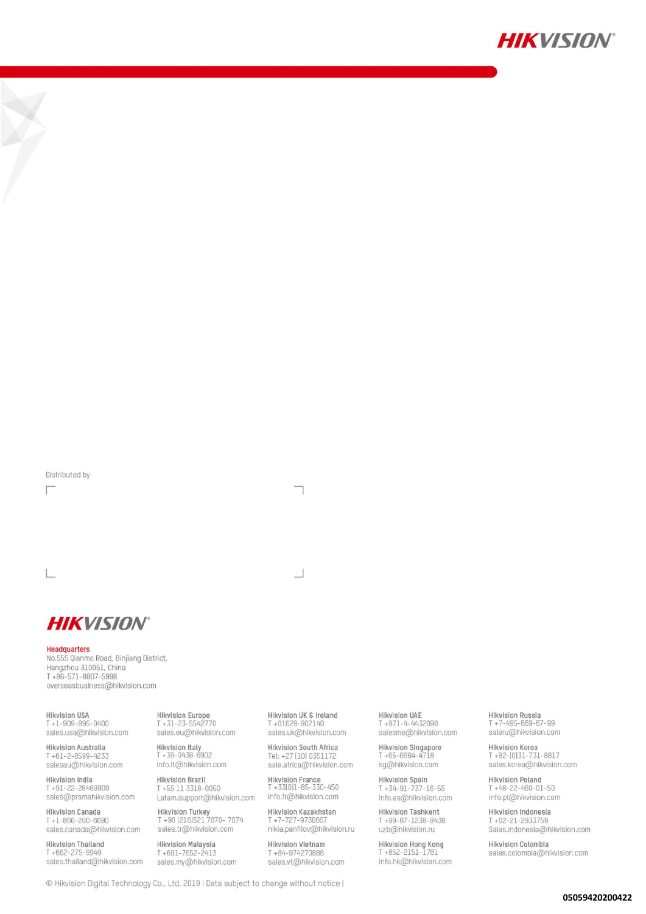Distributed by

**HIKVISION**

**Headquarters**
No.555 Qianmo Road, Binjiang District,
Hangzhou 310051, China
T +86-571-8807-5998
overseasbusiness@hikvision.com

**Hikvision USA**
T +1-909-895-0400
sales.usa@hikvision.com

**Hikvision Australia**
T +61-2-8599-4233
salesau@hikvision.com

**Hikvision India**
T +91-22-28469900
sales@pramahikvision.com

**Hikvision Canada**
T +1-866-200-6690
sales.canada@hikvision.com

**Hikvision Thailand**
T +662-275-9949
sales.thailand@hikvision.com

**Hikvision Europe**
T +31-23-5542770
sales.eu@hikvision.com

**Hikvision Italy**
T +39-0438-6902
info.it@hikvision.com

**Hikvision Brazil**
T +55 11 3318-0050
Latam.support@hikvision.com

**Hikvision Turkey**
T +90 (216)521 7070- 7074
sales.tr@hikvision.com

**Hikvision Malaysia**
T +601-7652-2413
sales.my@hikvision.com

**Hikvision UK & Ireland**
T +01628-902140
sales.uk@hikvision.com

**Hikvision South Africa**
Tel: +27 (10) 0351172
sale.africa@hikvision.com

**Hikvision France**
T +33(0)1-85-330-450
info.fr@hikvision.com

**Hikvision Kazakhstan**
T +7-727-9730667
nikia.panfilov@hikvision.ru

**Hikvision Vietnam**
T +84-974270888
sales.vt@hikvision.com

**Hikvision UAE**
T +971-4-4432090
salesme@hikvision.com

**Hikvision Singapore**
T +65-6684-4718
sg@hikvision.com

**Hikvision Spain**
T +34-91-737-16-55
info.es@hikvision.com

**Hikvision Tashkent**
T +99-87-1238-9438
uzb@hikvision.ru

**Hikvision Hong Kong**
T +852-2151-1761
info.hk@hikvision.com

**Hikvision Russia**
T +7-495-669-67-99
saleru@hikvision.com

**Hikvision Korea**
T +82-(0)31-731-8817
sales.korea@hikvision.com

**Hikvision Poland**
T +48-22-460-01-50
info.pl@hikvision.com

**Hikvision Indonesia**
T +62-21-2933759
Sales.Indonesia@hikvision.com

**Hikvision Colombia**
sales.colombia@hikvision.com

© Hikvision Digital Technology Co., Ltd. 2019 | Data subject to change without notice |

**05059420200422**